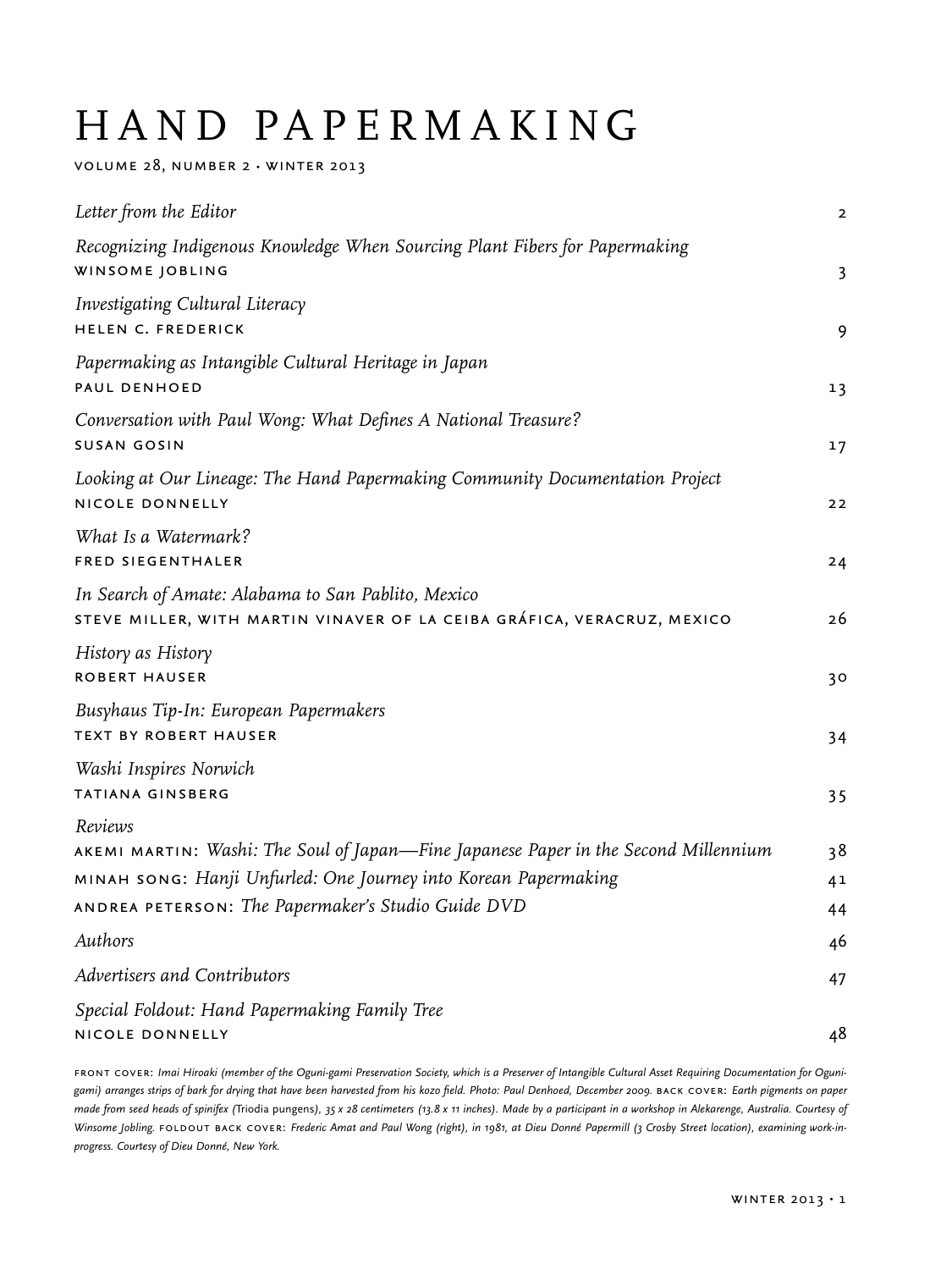# HAND PAPERMAKING

VOLUME 28, NUMBER 2 · WINTER 2013

| | |
|---|---|
| *Letter from the Editor* | 2 |
| *Recognizing Indigenous Knowledge When Sourcing Plant Fibers for Papermaking*<br>WINSOME JOBLING | 3 |
| *Investigating Cultural Literacy*<br>HELEN C. FREDERICK | 9 |
| *Papermaking as Intangible Cultural Heritage in Japan*<br>PAUL DENHOED | 13 |
| *Conversation with Paul Wong: What Defines A National Treasure?*<br>SUSAN GOSIN | 17 |
| *Looking at Our Lineage: The Hand Papermaking Community Documentation Project*<br>NICOLE DONNELLY | 22 |
| *What Is a Watermark?*<br>FRED SIEGENTHALER | 24 |
| *In Search of Amate: Alabama to San Pablito, Mexico*<br>STEVE MILLER, WITH MARTIN VINAVER OF LA CEIBA GRÁFICA, VERACRUZ, MEXICO | 26 |
| *History as History*<br>ROBERT HAUSER | 30 |
| *Busyhaus Tip-In: European Papermakers*<br>TEXT BY ROBERT HAUSER | 34 |
| *Washi Inspires Norwich*<br>TATIANA GINSBERG | 35 |
| *Reviews* | |
| AKEMI MARTIN: *Washi: The Soul of Japan—Fine Japanese Paper in the Second Millennium* | 38 |
| MINAH SONG: *Hanji Unfurled: One Journey into Korean Papermaking* | 41 |
| ANDREA PETERSON: *The Papermaker's Studio Guide DVD* | 44 |
| *Authors* | 46 |
| *Advertisers and Contributors* | 47 |
| *Special Foldout: Hand Papermaking Family Tree*<br>NICOLE DONNELLY | 48 |

FRONT COVER: *Imai Hiroaki (member of the Oguni-gami Preservation Society, which is a Preserver of Intangible Cultural Asset Requiring Documentation for Oguni-gami) arranges strips of bark for drying that have been harvested from his kozo field. Photo: Paul Denhoed, December 2009.* BACK COVER: *Earth pigments on paper made from seed heads of spinifex (*Triodia pungens*), 35 x 28 centimeters (13.8 x 11 inches). Made by a participant in a workshop in Alekarenge, Australia. Courtesy of Winsome Jobling.* FOLDOUT BACK COVER: *Frederic Amat and Paul Wong (right), in 1981, at Dieu Donné Papermill (3 Crosby Street location), examining work-in-progress. Courtesy of Dieu Donné, New York.*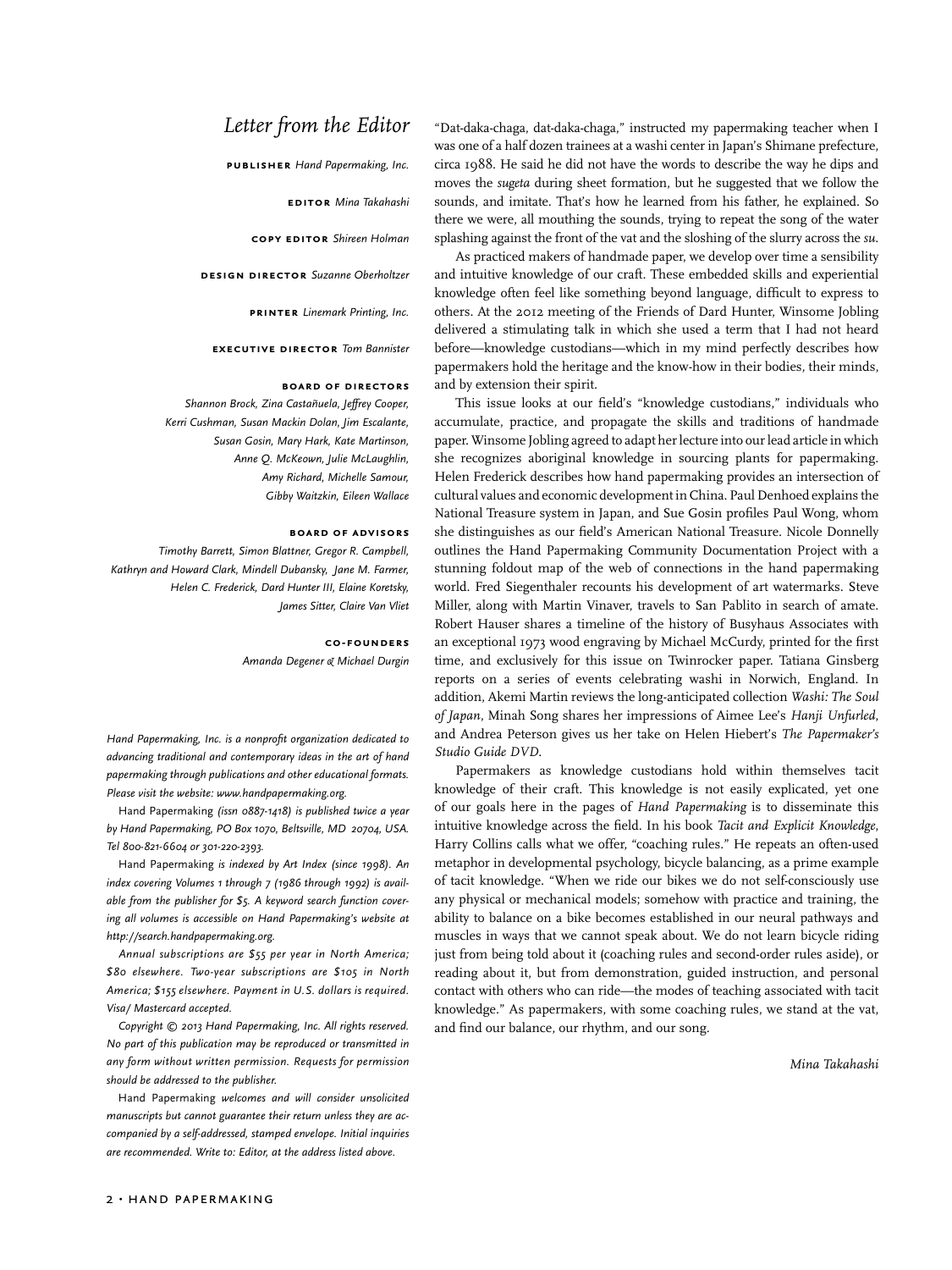# Letter from the Editor

**PUBLISHER** *Hand Papermaking, Inc.*

**EDITOR** *Mina Takahashi*

**COPY EDITOR** *Shireen Holman*

**DESIGN DIRECTOR** *Suzanne Oberholtzer*

**PRINTER** *Linemark Printing, Inc.*

**EXECUTIVE DIRECTOR** *Tom Bannister*

**BOARD OF DIRECTORS**

*Shannon Brock, Zina Castañuela, Jeffrey Cooper, Kerri Cushman, Susan Mackin Dolan, Jim Escalante, Susan Gosin, Mary Hark, Kate Martinson, Anne Q. McKeown, Julie McLaughlin, Amy Richard, Michelle Samour, Gibby Waitzkin, Eileen Wallace*

**BOARD OF ADVISORS**

*Timothy Barrett, Simon Blattner, Gregor R. Campbell, Kathryn and Howard Clark, Mindell Dubansky, Jane M. Farmer, Helen C. Frederick, Dard Hunter III, Elaine Koretsky, James Sitter, Claire Van Vliet*

**CO-FOUNDERS**

*Amanda Degener & Michael Durgin*

*Hand Papermaking, Inc. is a nonprofit organization dedicated to advancing traditional and contemporary ideas in the art of hand papermaking through publications and other educational formats. Please visit the website: www.handpapermaking.org.*

Hand Papermaking *(issn 0887-1418) is published twice a year by Hand Papermaking, PO Box 1070, Beltsville, MD 20704, USA. Tel 800-821-6604 or 301-220-2393.*

Hand Papermaking *is indexed by Art Index (since 1998). An index covering Volumes 1 through 7 (1986 through 1992) is available from the publisher for $5. A keyword search function covering all volumes is accessible on Hand Papermaking's website at http://search.handpapermaking.org.*

*Annual subscriptions are $55 per year in North America; $80 elsewhere. Two-year subscriptions are $105 in North America; $155 elsewhere. Payment in U.S. dollars is required. Visa/ Mastercard accepted.*

*Copyright © 2013 Hand Papermaking, Inc. All rights reserved. No part of this publication may be reproduced or transmitted in any form without written permission. Requests for permission should be addressed to the publisher.*

Hand Papermaking *welcomes and will consider unsolicited manuscripts but cannot guarantee their return unless they are accompanied by a self-addressed, stamped envelope. Initial inquiries are recommended. Write to: Editor, at the address listed above.*

"Dat-daka-chaga, dat-daka-chaga," instructed my papermaking teacher when I was one of a half dozen trainees at a washi center in Japan's Shimane prefecture, circa 1988. He said he did not have the words to describe the way he dips and moves the *sugeta* during sheet formation, but he suggested that we follow the sounds, and imitate. That's how he learned from his father, he explained. So there we were, all mouthing the sounds, trying to repeat the song of the water splashing against the front of the vat and the sloshing of the slurry across the *su*.

As practiced makers of handmade paper, we develop over time a sensibility and intuitive knowledge of our craft. These embedded skills and experiential knowledge often feel like something beyond language, difficult to express to others. At the 2012 meeting of the Friends of Dard Hunter, Winsome Jobling delivered a stimulating talk in which she used a term that I had not heard before—knowledge custodians—which in my mind perfectly describes how papermakers hold the heritage and the know-how in their bodies, their minds, and by extension their spirit.

This issue looks at our field's "knowledge custodians," individuals who accumulate, practice, and propagate the skills and traditions of handmade paper. Winsome Jobling agreed to adapt her lecture into our lead article in which she recognizes aboriginal knowledge in sourcing plants for papermaking. Helen Frederick describes how hand papermaking provides an intersection of cultural values and economic development in China. Paul Denhoed explains the National Treasure system in Japan, and Sue Gosin profiles Paul Wong, whom she distinguishes as our field's American National Treasure. Nicole Donnelly outlines the Hand Papermaking Community Documentation Project with a stunning foldout map of the web of connections in the hand papermaking world. Fred Siegenthaler recounts his development of art watermarks. Steve Miller, along with Martin Vinaver, travels to San Pablito in search of amate. Robert Hauser shares a timeline of the history of Busyhaus Associates with an exceptional 1973 wood engraving by Michael McCurdy, printed for the first time, and exclusively for this issue on Twinrocker paper. Tatiana Ginsberg reports on a series of events celebrating washi in Norwich, England. In addition, Akemi Martin reviews the long-anticipated collection *Washi: The Soul of Japan*, Minah Song shares her impressions of Aimee Lee's *Hanji Unfurled*, and Andrea Peterson gives us her take on Helen Hiebert's *The Papermaker's Studio Guide DVD*.

Papermakers as knowledge custodians hold within themselves tacit knowledge of their craft. This knowledge is not easily explicated, yet one of our goals here in the pages of *Hand Papermaking* is to disseminate this intuitive knowledge across the field. In his book *Tacit and Explicit Knowledge*, Harry Collins calls what we offer, "coaching rules." He repeats an often-used metaphor in developmental psychology, bicycle balancing, as a prime example of tacit knowledge. "When we ride our bikes we do not self-consciously use any physical or mechanical models; somehow with practice and training, the ability to balance on a bike becomes established in our neural pathways and muscles in ways that we cannot speak about. We do not learn bicycle riding just from being told about it (coaching rules and second-order rules aside), or reading about it, but from demonstration, guided instruction, and personal contact with others who can ride—the modes of teaching associated with tacit knowledge." As papermakers, with some coaching rules, we stand at the vat, and find our balance, our rhythm, and our song.

*Mina Takahashi*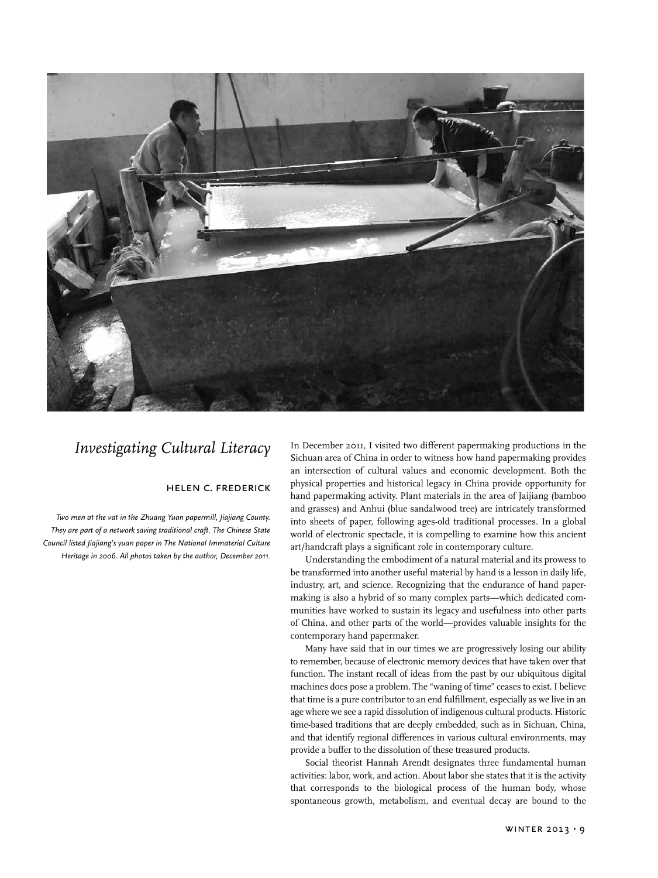# *Investigating Cultural Literacy*

HELEN C. FREDERICK

*Two men at the vat in the Zhuang Yuan papermill, Jiajiang County. They are part of a network saving traditional craft. The Chinese State Council listed Jiajiang's yuan paper in The National Immaterial Culture Heritage in 2006. All photos taken by the author, December 2011.*

In December 2011, I visited two different papermaking productions in the Sichuan area of China in order to witness how hand papermaking provides an intersection of cultural values and economic development. Both the physical properties and historical legacy in China provide opportunity for hand papermaking activity. Plant materials in the area of Jaijiang (bamboo and grasses) and Anhui (blue sandalwood tree) are intricately transformed into sheets of paper, following ages-old traditional processes. In a global world of electronic spectacle, it is compelling to examine how this ancient art/handcraft plays a significant role in contemporary culture.

Understanding the embodiment of a natural material and its prowess to be transformed into another useful material by hand is a lesson in daily life, industry, art, and science. Recognizing that the endurance of hand papermaking is also a hybrid of so many complex parts—which dedicated communities have worked to sustain its legacy and usefulness into other parts of China, and other parts of the world—provides valuable insights for the contemporary hand papermaker.

Many have said that in our times we are progressively losing our ability to remember, because of electronic memory devices that have taken over that function. The instant recall of ideas from the past by our ubiquitous digital machines does pose a problem. The "waning of time" ceases to exist. I believe that time is a pure contributor to an end fulfillment, especially as we live in an age where we see a rapid dissolution of indigenous cultural products. Historic time-based traditions that are deeply embedded, such as in Sichuan, China, and that identify regional differences in various cultural environments, may provide a buffer to the dissolution of these treasured products.

Social theorist Hannah Arendt designates three fundamental human activities: labor, work, and action. About labor she states that it is the activity that corresponds to the biological process of the human body, whose spontaneous growth, metabolism, and eventual decay are bound to the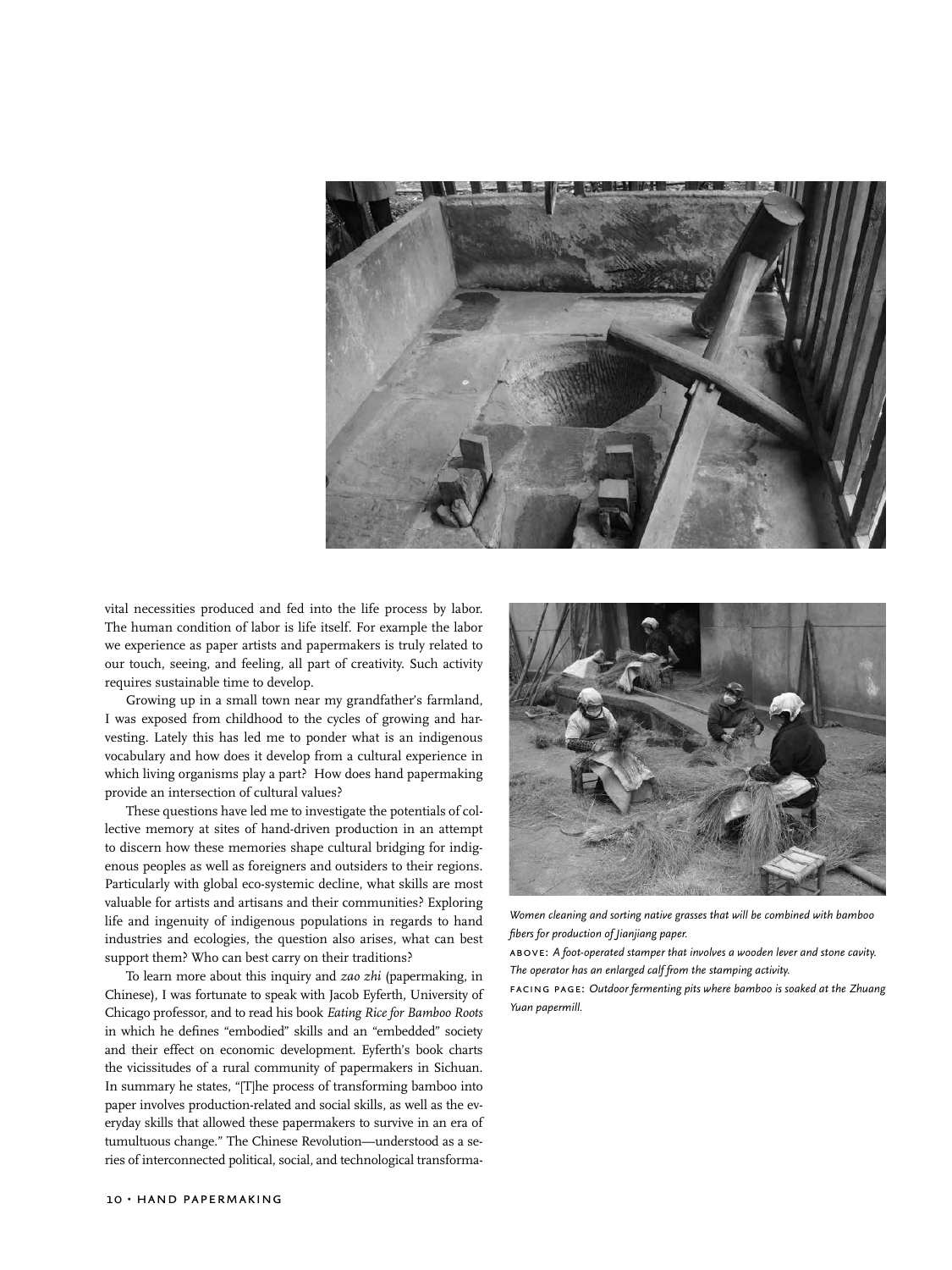vital necessities produced and fed into the life process by labor. The human condition of labor is life itself. For example the labor we experience as paper artists and papermakers is truly related to our touch, seeing, and feeling, all part of creativity. Such activity requires sustainable time to develop.

Growing up in a small town near my grandfather's farmland, I was exposed from childhood to the cycles of growing and harvesting. Lately this has led me to ponder what is an indigenous vocabulary and how does it develop from a cultural experience in which living organisms play a part? How does hand papermaking provide an intersection of cultural values?

These questions have led me to investigate the potentials of collective memory at sites of hand-driven production in an attempt to discern how these memories shape cultural bridging for indigenous peoples as well as foreigners and outsiders to their regions. Particularly with global eco-systemic decline, what skills are most valuable for artists and artisans and their communities? Exploring life and ingenuity of indigenous populations in regards to hand industries and ecologies, the question also arises, what can best support them? Who can best carry on their traditions?

To learn more about this inquiry and *zao zhi* (papermaking, in Chinese), I was fortunate to speak with Jacob Eyferth, University of Chicago professor, and to read his book *Eating Rice for Bamboo Roots* in which he defines "embodied" skills and an "embedded" society and their effect on economic development. Eyferth's book charts the vicissitudes of a rural community of papermakers in Sichuan. In summary he states, "[T]he process of transforming bamboo into paper involves production-related and social skills, as well as the everyday skills that allowed these papermakers to survive in an era of tumultuous change." The Chinese Revolution—understood as a series of interconnected political, social, and technological transforma-

*Women cleaning and sorting native grasses that will be combined with bamboo fibers for production of Jianjiang paper.*

ABOVE: *A foot-operated stamper that involves a wooden lever and stone cavity. The operator has an enlarged calf from the stamping activity.*

FACING PAGE: *Outdoor fermenting pits where bamboo is soaked at the Zhuang Yuan papermill.*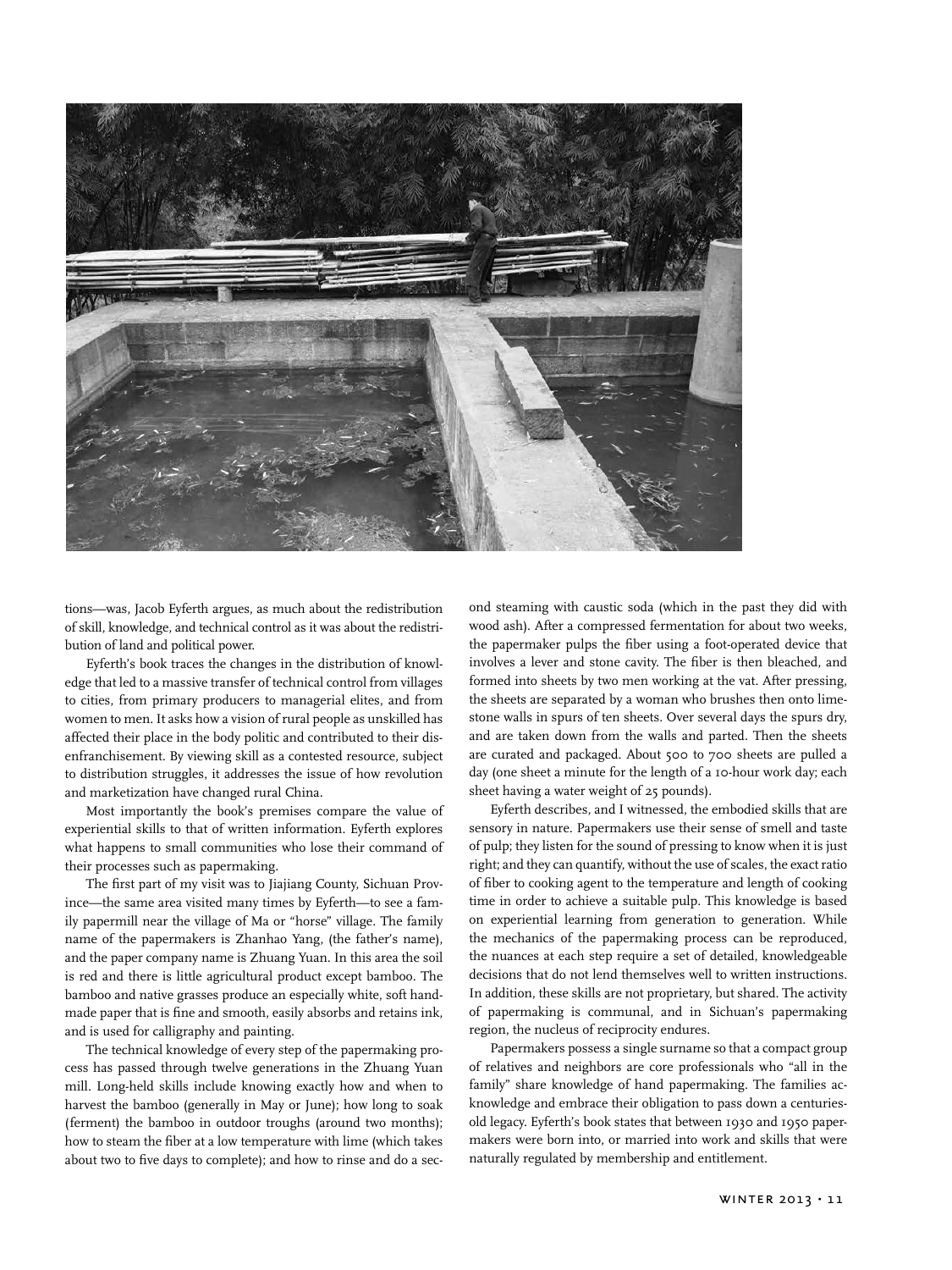tions—was, Jacob Eyferth argues, as much about the redistribution of skill, knowledge, and technical control as it was about the redistribution of land and political power.

Eyferth's book traces the changes in the distribution of knowledge that led to a massive transfer of technical control from villages to cities, from primary producers to managerial elites, and from women to men. It asks how a vision of rural people as unskilled has affected their place in the body politic and contributed to their disenfranchisement. By viewing skill as a contested resource, subject to distribution struggles, it addresses the issue of how revolution and marketization have changed rural China.

Most importantly the book's premises compare the value of experiential skills to that of written information. Eyferth explores what happens to small communities who lose their command of their processes such as papermaking.

The first part of my visit was to Jiajiang County, Sichuan Province—the same area visited many times by Eyferth—to see a family papermill near the village of Ma or "horse" village. The family name of the papermakers is Zhanhao Yang, (the father's name), and the paper company name is Zhuang Yuan. In this area the soil is red and there is little agricultural product except bamboo. The bamboo and native grasses produce an especially white, soft handmade paper that is fine and smooth, easily absorbs and retains ink, and is used for calligraphy and painting.

The technical knowledge of every step of the papermaking process has passed through twelve generations in the Zhuang Yuan mill. Long-held skills include knowing exactly how and when to harvest the bamboo (generally in May or June); how long to soak (ferment) the bamboo in outdoor troughs (around two months); how to steam the fiber at a low temperature with lime (which takes about two to five days to complete); and how to rinse and do a second steaming with caustic soda (which in the past they did with wood ash). After a compressed fermentation for about two weeks, the papermaker pulps the fiber using a foot-operated device that involves a lever and stone cavity. The fiber is then bleached, and formed into sheets by two men working at the vat. After pressing, the sheets are separated by a woman who brushes then onto limestone walls in spurs of ten sheets. Over several days the spurs dry, and are taken down from the walls and parted. Then the sheets are curated and packaged. About 500 to 700 sheets are pulled a day (one sheet a minute for the length of a 10-hour work day; each sheet having a water weight of 25 pounds).

Eyferth describes, and I witnessed, the embodied skills that are sensory in nature. Papermakers use their sense of smell and taste of pulp; they listen for the sound of pressing to know when it is just right; and they can quantify, without the use of scales, the exact ratio of fiber to cooking agent to the temperature and length of cooking time in order to achieve a suitable pulp. This knowledge is based on experiential learning from generation to generation. While the mechanics of the papermaking process can be reproduced, the nuances at each step require a set of detailed, knowledgeable decisions that do not lend themselves well to written instructions. In addition, these skills are not proprietary, but shared. The activity of papermaking is communal, and in Sichuan's papermaking region, the nucleus of reciprocity endures.

Papermakers possess a single surname so that a compact group of relatives and neighbors are core professionals who "all in the family" share knowledge of hand papermaking. The families acknowledge and embrace their obligation to pass down a centuries-old legacy. Eyferth's book states that between 1930 and 1950 papermakers were born into, or married into work and skills that were naturally regulated by membership and entitlement.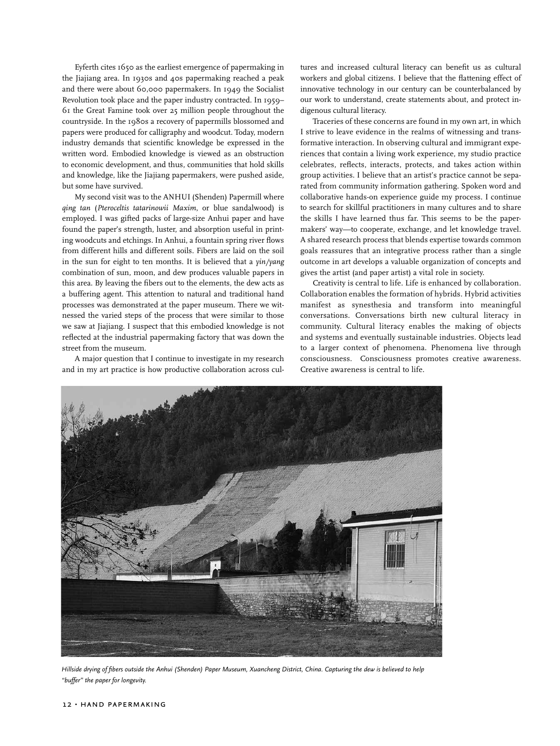Eyferth cites 1650 as the earliest emergence of papermaking in the Jiajiang area. In 1930s and 40s papermaking reached a peak and there were about 60,000 papermakers. In 1949 the Socialist Revolution took place and the paper industry contracted. In 1959–61 the Great Famine took over 25 million people throughout the countryside. In the 1980s a recovery of papermills blossomed and papers were produced for calligraphy and woodcut. Today, modern industry demands that scientific knowledge be expressed in the written word. Embodied knowledge is viewed as an obstruction to economic development, and thus, communities that hold skills and knowledge, like the Jiajiang papermakers, were pushed aside, but some have survived.

My second visit was to the ANHUI (Shenden) Papermill where *qing tan* (*Pteroceltis tatarinowii Maxim*, or blue sandalwood) is employed. I was gifted packs of large-size Anhui paper and have found the paper's strength, luster, and absorption useful in printing woodcuts and etchings. In Anhui, a fountain spring river flows from different hills and different soils. Fibers are laid on the soil in the sun for eight to ten months. It is believed that a *yin/yang* combination of sun, moon, and dew produces valuable papers in this area. By leaving the fibers out to the elements, the dew acts as a buffering agent. This attention to natural and traditional hand processes was demonstrated at the paper museum. There we witnessed the varied steps of the process that were similar to those we saw at Jiajiang. I suspect that this embodied knowledge is not reflected at the industrial papermaking factory that was down the street from the museum.

A major question that I continue to investigate in my research and in my art practice is how productive collaboration across cultures and increased cultural literacy can benefit us as cultural workers and global citizens. I believe that the flattening effect of innovative technology in our century can be counterbalanced by our work to understand, create statements about, and protect indigenous cultural literacy.

Traceries of these concerns are found in my own art, in which I strive to leave evidence in the realms of witnessing and transformative interaction. In observing cultural and immigrant experiences that contain a living work experience, my studio practice celebrates, reflects, interacts, protects, and takes action within group activities. I believe that an artist's practice cannot be separated from community information gathering. Spoken word and collaborative hands-on experience guide my process. I continue to search for skillful practitioners in many cultures and to share the skills I have learned thus far. This seems to be the papermakers' way—to cooperate, exchange, and let knowledge travel. A shared research process that blends expertise towards common goals reassures that an integrative process rather than a single outcome in art develops a valuable organization of concepts and gives the artist (and paper artist) a vital role in society.

Creativity is central to life. Life is enhanced by collaboration. Collaboration enables the formation of hybrids. Hybrid activities manifest as synesthesia and transform into meaningful conversations. Conversations birth new cultural literacy in community. Cultural literacy enables the making of objects and systems and eventually sustainable industries. Objects lead to a larger context of phenomena. Phenomena live through consciousness. Consciousness promotes creative awareness. Creative awareness is central to life.

*Hillside drying of fibers outside the Anhui (Shenden) Paper Museum, Xuancheng District, China. Capturing the dew is believed to help "buffer" the paper for longevity.*